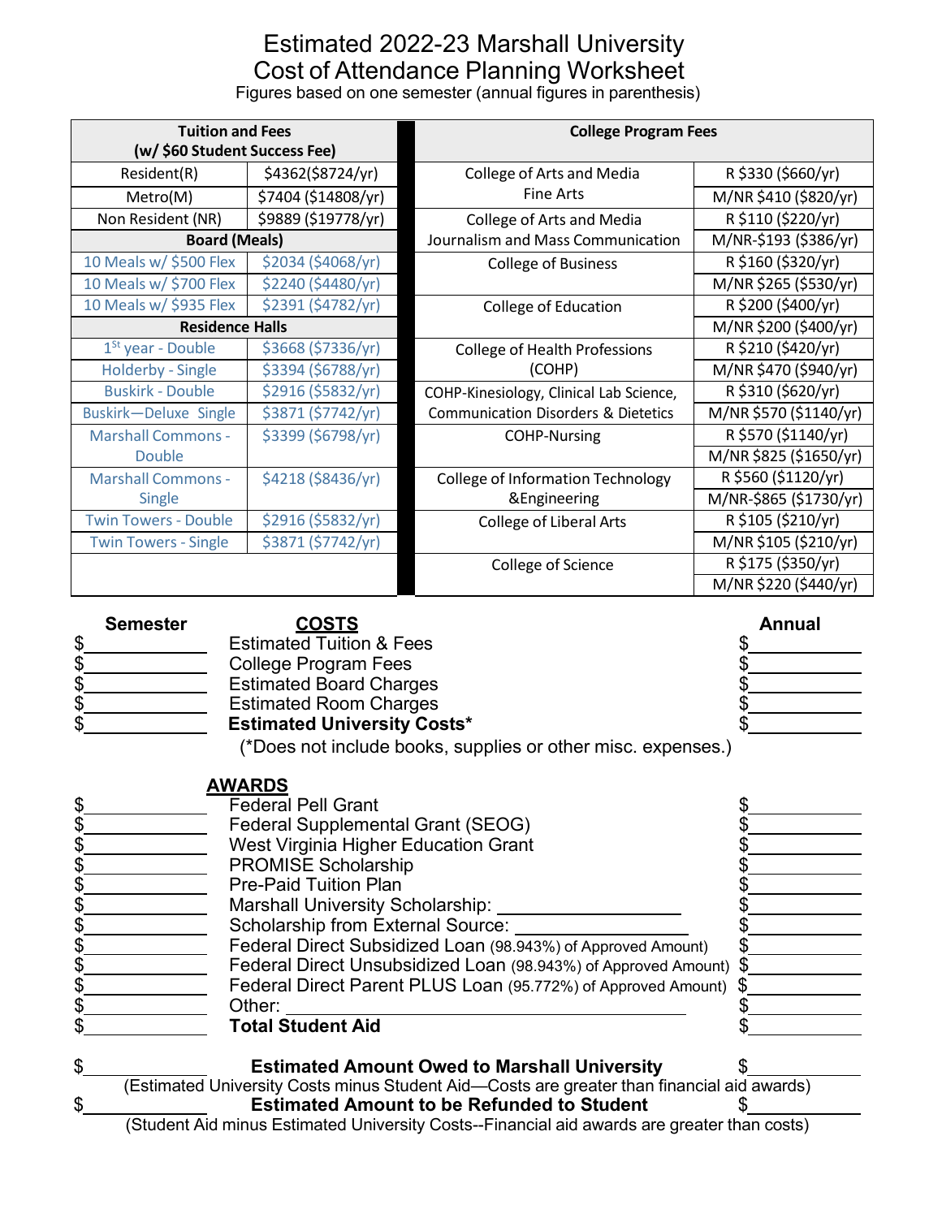# Estimated 2022-23 Marshall University Cost of Attendance Planning Worksheet

Figures based on one semester (annual figures in parenthesis)

| Tuition and Fees (w/ $60 Student Success Fee) | |
|---|---|
| Resident(R) | $4362($8724/yr) |
| Metro(M) | $7404 ($14808/yr) |
| Non Resident (NR) | $9889 ($19778/yr) |
| **Board (Meals)** | |
| 10 Meals w/ $500 Flex | $2034 ($4068/yr) |
| 10 Meals w/ $700 Flex | $2240 ($4480/yr) |
| 10 Meals w/ $935 Flex | $2391 ($4782/yr) |
| **Residence Halls** | |
| 1st year - Double | $3668 ($7336/yr) |
| Holderby - Single | $3394 ($6788/yr) |
| Buskirk - Double | $2916 ($5832/yr) |
| Buskirk—Deluxe Single | $3871 ($7742/yr) |
| Marshall Commons - Double | $3399 ($6798/yr) |
| Marshall Commons - Single | $4218 ($8436/yr) |
| Twin Towers - Double | $2916 ($5832/yr) |
| Twin Towers - Single | $3871 ($7742/yr) |

| College Program Fees | |
|---|---|
| College of Arts and Media Fine Arts | R $330 ($660/yr) |
| | M/NR $410 ($820/yr) |
| College of Arts and Media Journalism and Mass Communication | R $110 ($220/yr) |
| | M/NR-$193 ($386/yr) |
| College of Business | R $160 ($320/yr) |
| | M/NR $265 ($530/yr) |
| College of Education | R $200 ($400/yr) |
| | M/NR $200 ($400/yr) |
| College of Health Professions (COHP) | R $210 ($420/yr) |
| | M/NR $470 ($940/yr) |
| COHP-Kinesiology, Clinical Lab Science, Communication Disorders & Dietetics | R $310 ($620/yr) |
| | M/NR $570 ($1140/yr) |
| COHP-Nursing | R $570 ($1140/yr) |
| | M/NR $825 ($1650/yr) |
| College of Information Technology &Engineering | R $560 ($1120/yr) |
| | M/NR-$865 ($1730/yr) |
| College of Liberal Arts | R $105 ($210/yr) |
| | M/NR $105 ($210/yr) |
| College of Science | R $175 ($350/yr) |
| | M/NR $220 ($440/yr) |

| Semester | COSTS | Annual |
|---|---|---|
| $______ | Estimated Tuition & Fees | $______ |
| $______ | College Program Fees | $______ |
| $______ | Estimated Board Charges | $______ |
| $______ | Estimated Room Charges | $______ |
| $______ | **Estimated University Costs*** | $______ |

(*Does not include books, supplies or other misc. expenses.)

| Semester | AWARDS | Annual |
|---|---|---|
| $______ | Federal Pell Grant | $______ |
| $______ | Federal Supplemental Grant (SEOG) | $______ |
| $______ | West Virginia Higher Education Grant | $______ |
| $______ | PROMISE Scholarship | $______ |
| $______ | Pre-Paid Tuition Plan | $______ |
| $______ | Marshall University Scholarship: ______ | $______ |
| $______ | Scholarship from External Source: ______ | $______ |
| $______ | Federal Direct Subsidized Loan (98.943%) of Approved Amount) | $______ |
| $______ | Federal Direct Unsubsidized Loan (98.943%) of Approved Amount) | $______ |
| $______ | Federal Direct Parent PLUS Loan (95.772%) of Approved Amount) | $______ |
| $______ | Other: ______ | $______ |
| $______ | **Total Student Aid** | $______ |

$______ **Estimated Amount Owed to Marshall University** $______

(Estimated University Costs minus Student Aid—Costs are greater than financial aid awards)

$______ **Estimated Amount to be Refunded to Student** $______

(Student Aid minus Estimated University Costs--Financial aid awards are greater than costs)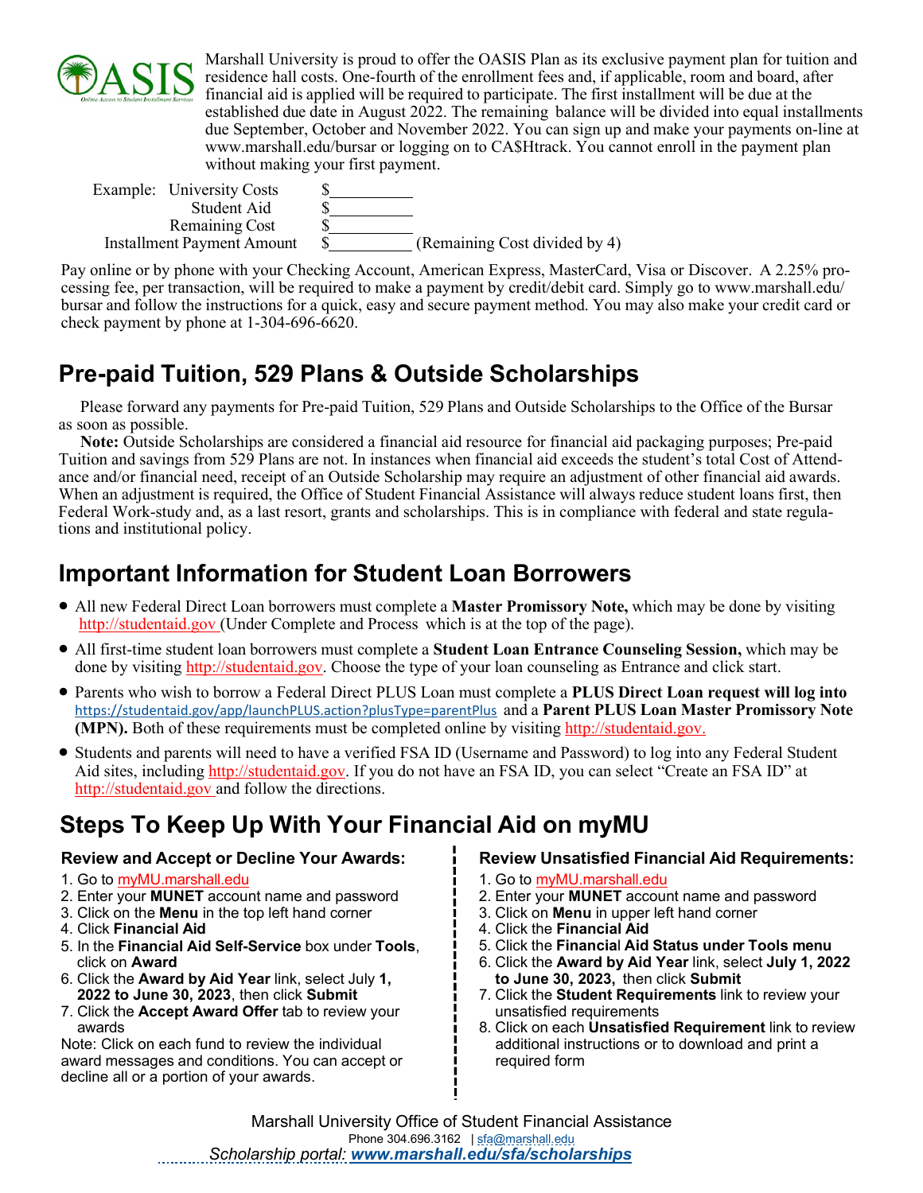OASIS
Online Access to Student Installment Services

Marshall University is proud to offer the OASIS Plan as its exclusive payment plan for tuition and residence hall costs. One-fourth of the enrollment fees and, if applicable, room and board, after financial aid is applied will be required to participate. The first installment will be due at the established due date in August 2022. The remaining balance will be divided into equal installments due September, October and November 2022. You can sign up and make your payments on-line at www.marshall.edu/bursar or logging on to CA$Htrack. You cannot enroll in the payment plan without making your first payment.

| | | |
|---|---|---|
| Example: University Costs | $\_\_\_\_\_\_\_\_\_\_ | |
| Student Aid | $\_\_\_\_\_\_\_\_\_\_ | |
| Remaining Cost | $\_\_\_\_\_\_\_\_\_\_ | |
| Installment Payment Amount | $\_\_\_\_\_\_\_\_\_\_ | (Remaining Cost divided by 4) |

Pay online or by phone with your Checking Account, American Express, MasterCard, Visa or Discover. A 2.25% processing fee, per transaction, will be required to make a payment by credit/debit card. Simply go to www.marshall.edu/bursar and follow the instructions for a quick, easy and secure payment method. You may also make your credit card or check payment by phone at 1-304-696-6620.

## Pre-paid Tuition, 529 Plans & Outside Scholarships

Please forward any payments for Pre-paid Tuition, 529 Plans and Outside Scholarships to the Office of the Bursar as soon as possible.

**Note:** Outside Scholarships are considered a financial aid resource for financial aid packaging purposes; Pre-paid Tuition and savings from 529 Plans are not. In instances when financial aid exceeds the student's total Cost of Attendance and/or financial need, receipt of an Outside Scholarship may require an adjustment of other financial aid awards. When an adjustment is required, the Office of Student Financial Assistance will always reduce student loans first, then Federal Work-study and, as a last resort, grants and scholarships. This is in compliance with federal and state regulations and institutional policy.

## Important Information for Student Loan Borrowers

- All new Federal Direct Loan borrowers must complete a **Master Promissory Note,** which may be done by visiting http://studentaid.gov (Under Complete and Process which is at the top of the page).
- All first-time student loan borrowers must complete a **Student Loan Entrance Counseling Session,** which may be done by visiting http://studentaid.gov. Choose the type of your loan counseling as Entrance and click start.
- Parents who wish to borrow a Federal Direct PLUS Loan must complete a **PLUS Direct Loan request will log into** https://studentaid.gov/app/launchPLUS.action?plusType=parentPlus and a **Parent PLUS Loan Master Promissory Note (MPN).** Both of these requirements must be completed online by visiting http://studentaid.gov.
- Students and parents will need to have a verified FSA ID (Username and Password) to log into any Federal Student Aid sites, including http://studentaid.gov. If you do not have an FSA ID, you can select "Create an FSA ID" at http://studentaid.gov and follow the directions.

## Steps To Keep Up With Your Financial Aid on myMU

### Review and Accept or Decline Your Awards:

1. Go to myMU.marshall.edu
2. Enter your **MUNET** account name and password
3. Click on the **Menu** in the top left hand corner
4. Click **Financial Aid**
5. In the **Financial Aid Self-Service** box under **Tools**, click on **Award**
6. Click the **Award by Aid Year** link, select July **1, 2022 to June 30, 2023**, then click **Submit**
7. Click the **Accept Award Offer** tab to review your awards

Note: Click on each fund to review the individual award messages and conditions. You can accept or decline all or a portion of your awards.

### Review Unsatisfied Financial Aid Requirements:

1. Go to myMU.marshall.edu
2. Enter your **MUNET** account name and password
3. Click on **Menu** in upper left hand corner
4. Click the **Financial Aid**
5. Click the **Financial Aid Status under Tools menu**
6. Click the **Award by Aid Year** link, select **July 1, 2022 to June 30, 2023,** then click **Submit**
7. Click the **Student Requirements** link to review your unsatisfied requirements
8. Click on each **Unsatisfied Requirement** link to review additional instructions or to download and print a required form

Marshall University Office of Student Financial Assistance
Phone 304.696.3162 | sfa@marshall.edu
*Scholarship portal:* ***www.marshall.edu/sfa/scholarships***